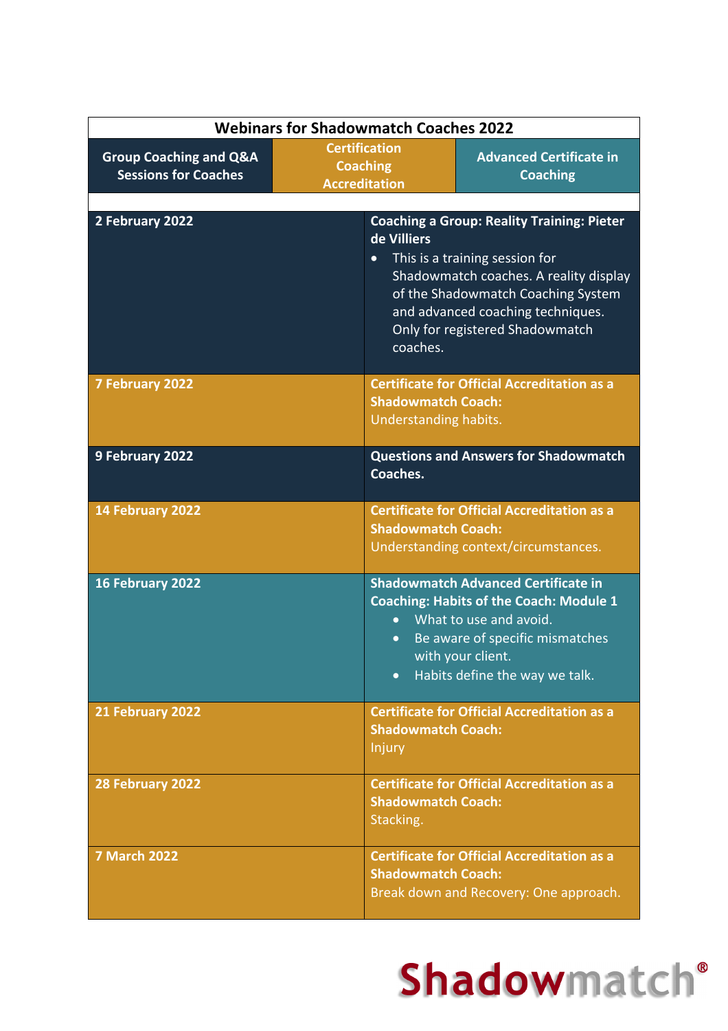# Webinars for Shadowmatch Coaches 2022

| Group Coaching and Q&A Sessions for Coaches | Certification Coaching Accreditation | Advanced Certificate in Coaching |
|---|---|---|

| Date | Session |
|---|---|
| 2 February 2022 | **Coaching a Group: Reality Training: Pieter de Villiers**<br>• This is a training session for Shadowmatch coaches. A reality display of the Shadowmatch Coaching System and advanced coaching techniques. Only for registered Shadowmatch coaches. |
| 7 February 2022 | **Certificate for Official Accreditation as a Shadowmatch Coach:**<br>Understanding habits. |
| 9 February 2022 | **Questions and Answers for Shadowmatch Coaches.** |
| 14 February 2022 | **Certificate for Official Accreditation as a Shadowmatch Coach:**<br>Understanding context/circumstances. |
| 16 February 2022 | **Shadowmatch Advanced Certificate in Coaching: Habits of the Coach: Module 1**<br>• What to use and avoid.<br>• Be aware of specific mismatches with your client.<br>• Habits define the way we talk. |
| 21 February 2022 | **Certificate for Official Accreditation as a Shadowmatch Coach:**<br>Injury |
| 28 February 2022 | **Certificate for Official Accreditation as a Shadowmatch Coach:**<br>Stacking. |
| 7 March 2022 | **Certificate for Official Accreditation as a Shadowmatch Coach:**<br>Break down and Recovery: One approach. |

Shadowmatch®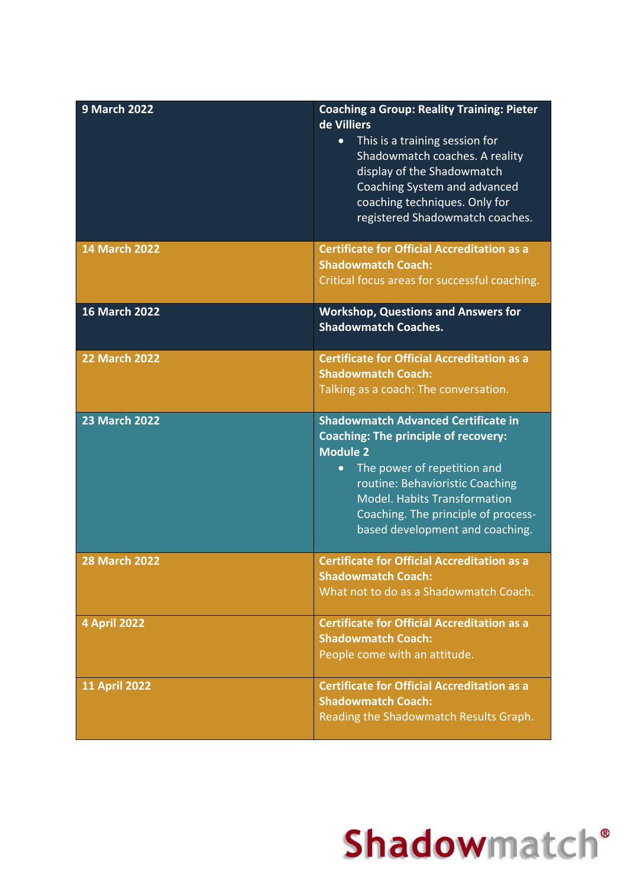| | |
|---|---|
| **9 March 2022** | **Coaching a Group: Reality Training: Pieter de Villiers**<br>• This is a training session for Shadowmatch coaches. A reality display of the Shadowmatch Coaching System and advanced coaching techniques. Only for registered Shadowmatch coaches. |
| **14 March 2022** | **Certificate for Official Accreditation as a Shadowmatch Coach:**<br>Critical focus areas for successful coaching. |
| **16 March 2022** | **Workshop, Questions and Answers for Shadowmatch Coaches.** |
| **22 March 2022** | **Certificate for Official Accreditation as a Shadowmatch Coach:**<br>Talking as a coach: The conversation. |
| **23 March 2022** | **Shadowmatch Advanced Certificate in Coaching: The principle of recovery: Module 2**<br>• The power of repetition and routine: Behavioristic Coaching Model. Habits Transformation Coaching. The principle of process-based development and coaching. |
| **28 March 2022** | **Certificate for Official Accreditation as a Shadowmatch Coach:**<br>What not to do as a Shadowmatch Coach. |
| **4 April 2022** | **Certificate for Official Accreditation as a Shadowmatch Coach:**<br>People come with an attitude. |
| **11 April 2022** | **Certificate for Official Accreditation as a Shadowmatch Coach:**<br>Reading the Shadowmatch Results Graph. |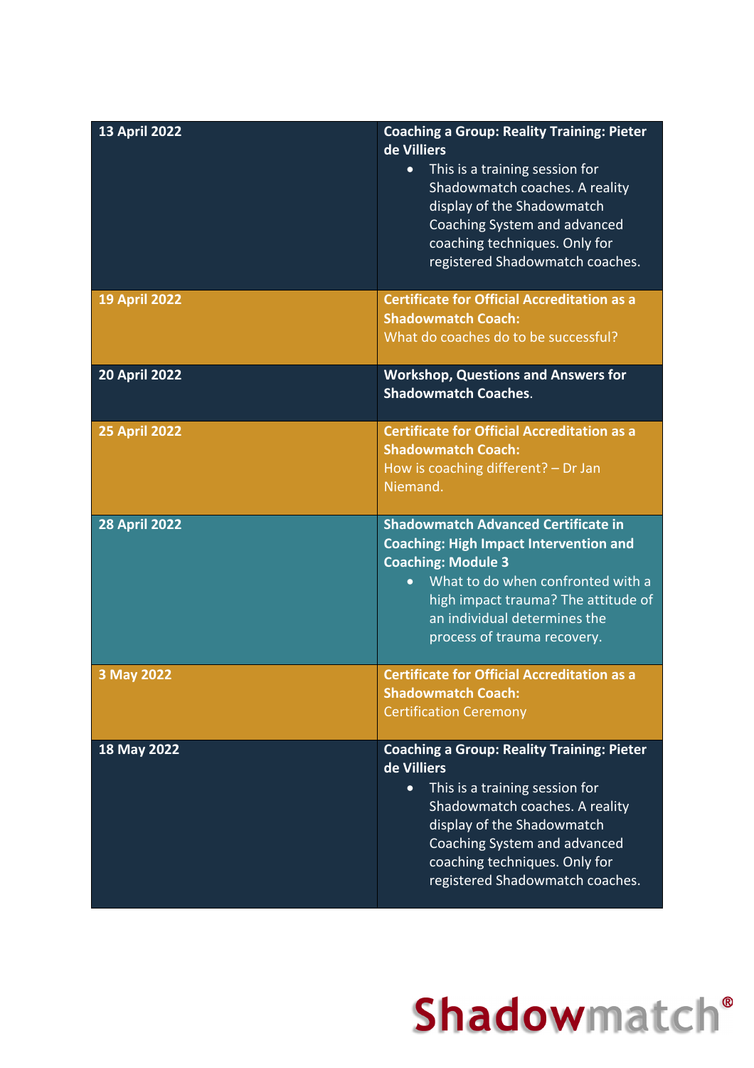| | |
|---|---|
| **13 April 2022** | **Coaching a Group: Reality Training: Pieter de Villiers**<br>• This is a training session for Shadowmatch coaches. A reality display of the Shadowmatch Coaching System and advanced coaching techniques. Only for registered Shadowmatch coaches. |
| **19 April 2022** | **Certificate for Official Accreditation as a Shadowmatch Coach:**<br>What do coaches do to be successful? |
| **20 April 2022** | **Workshop, Questions and Answers for Shadowmatch Coaches**. |
| **25 April 2022** | **Certificate for Official Accreditation as a Shadowmatch Coach:**<br>How is coaching different? – Dr Jan Niemand. |
| **28 April 2022** | **Shadowmatch Advanced Certificate in Coaching: High Impact Intervention and Coaching: Module 3**<br>• What to do when confronted with a high impact trauma? The attitude of an individual determines the process of trauma recovery. |
| **3 May 2022** | **Certificate for Official Accreditation as a Shadowmatch Coach:**<br>Certification Ceremony |
| **18 May 2022** | **Coaching a Group: Reality Training: Pieter de Villiers**<br>• This is a training session for Shadowmatch coaches. A reality display of the Shadowmatch Coaching System and advanced coaching techniques. Only for registered Shadowmatch coaches. |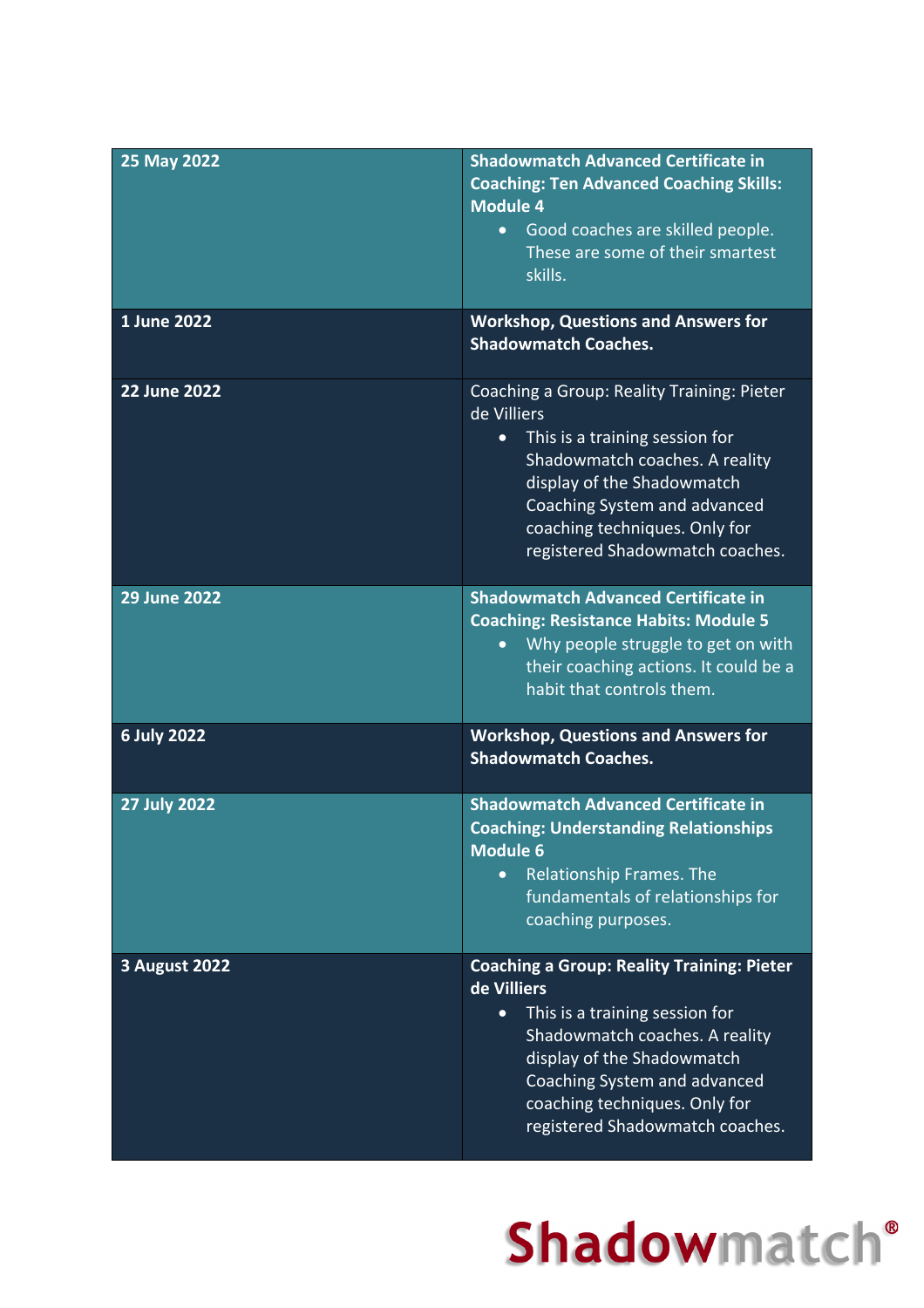| | |
|---|---|
| **25 May 2022** | **Shadowmatch Advanced Certificate in Coaching: Ten Advanced Coaching Skills: Module 4**<br>• Good coaches are skilled people. These are some of their smartest skills. |
| **1 June 2022** | **Workshop, Questions and Answers for Shadowmatch Coaches.** |
| **22 June 2022** | Coaching a Group: Reality Training: Pieter de Villiers<br>• This is a training session for Shadowmatch coaches. A reality display of the Shadowmatch Coaching System and advanced coaching techniques. Only for registered Shadowmatch coaches. |
| **29 June 2022** | **Shadowmatch Advanced Certificate in Coaching: Resistance Habits: Module 5**<br>• Why people struggle to get on with their coaching actions. It could be a habit that controls them. |
| **6 July 2022** | **Workshop, Questions and Answers for Shadowmatch Coaches.** |
| **27 July 2022** | **Shadowmatch Advanced Certificate in Coaching: Understanding Relationships Module 6**<br>• Relationship Frames. The fundamentals of relationships for coaching purposes. |
| **3 August 2022** | **Coaching a Group: Reality Training: Pieter de Villiers**<br>• This is a training session for Shadowmatch coaches. A reality display of the Shadowmatch Coaching System and advanced coaching techniques. Only for registered Shadowmatch coaches. |

Shadowmatch®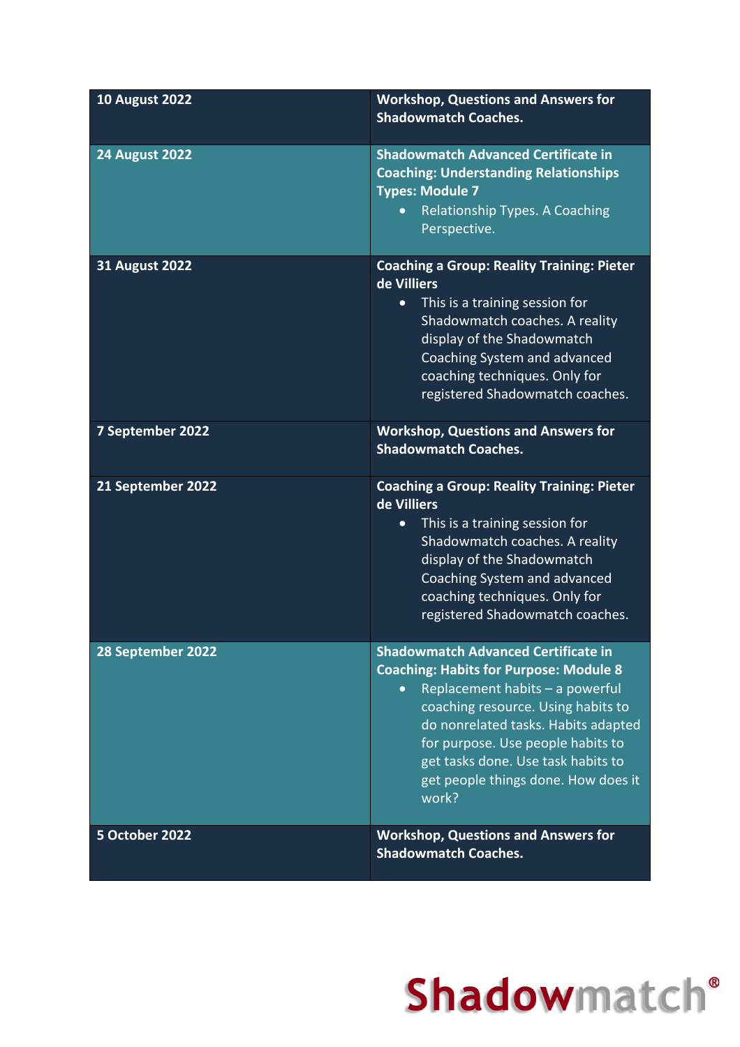| 10 August 2022 | **Workshop, Questions and Answers for Shadowmatch Coaches.** |
|---|---|
| **24 August 2022** | **Shadowmatch Advanced Certificate in Coaching: Understanding Relationships Types: Module 7**<br>• Relationship Types. A Coaching Perspective. |
| **31 August 2022** | **Coaching a Group: Reality Training: Pieter de Villiers**<br>• This is a training session for Shadowmatch coaches. A reality display of the Shadowmatch Coaching System and advanced coaching techniques. Only for registered Shadowmatch coaches. |
| **7 September 2022** | **Workshop, Questions and Answers for Shadowmatch Coaches.** |
| **21 September 2022** | **Coaching a Group: Reality Training: Pieter de Villiers**<br>• This is a training session for Shadowmatch coaches. A reality display of the Shadowmatch Coaching System and advanced coaching techniques. Only for registered Shadowmatch coaches. |
| **28 September 2022** | **Shadowmatch Advanced Certificate in Coaching: Habits for Purpose: Module 8**<br>• Replacement habits – a powerful coaching resource. Using habits to do nonrelated tasks. Habits adapted for purpose. Use people habits to get tasks done. Use task habits to get people things done. How does it work? |
| **5 October 2022** | **Workshop, Questions and Answers for Shadowmatch Coaches.** |

Shadowmatch®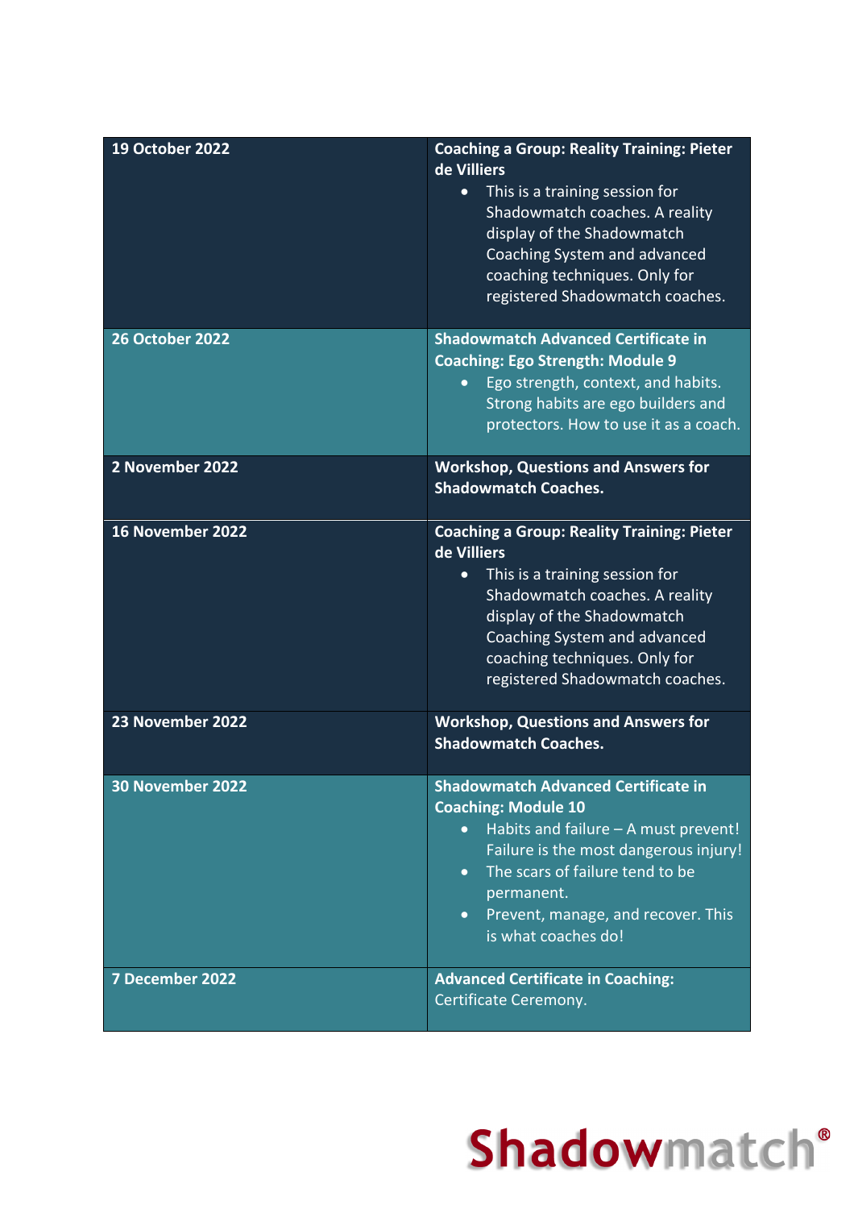| | |
|---|---|
| **19 October 2022** | **Coaching a Group: Reality Training: Pieter de Villiers**<br>• This is a training session for Shadowmatch coaches. A reality display of the Shadowmatch Coaching System and advanced coaching techniques. Only for registered Shadowmatch coaches. |
| **26 October 2022** | **Shadowmatch Advanced Certificate in Coaching: Ego Strength: Module 9**<br>• Ego strength, context, and habits. Strong habits are ego builders and protectors. How to use it as a coach. |
| **2 November 2022** | **Workshop, Questions and Answers for Shadowmatch Coaches.** |
| **16 November 2022** | **Coaching a Group: Reality Training: Pieter de Villiers**<br>• This is a training session for Shadowmatch coaches. A reality display of the Shadowmatch Coaching System and advanced coaching techniques. Only for registered Shadowmatch coaches. |
| **23 November 2022** | **Workshop, Questions and Answers for Shadowmatch Coaches.** |
| **30 November 2022** | **Shadowmatch Advanced Certificate in Coaching: Module 10**<br>• Habits and failure – A must prevent! Failure is the most dangerous injury!<br>• The scars of failure tend to be permanent.<br>• Prevent, manage, and recover. This is what coaches do! |
| **7 December 2022** | **Advanced Certificate in Coaching:** Certificate Ceremony. |

Shadowmatch®